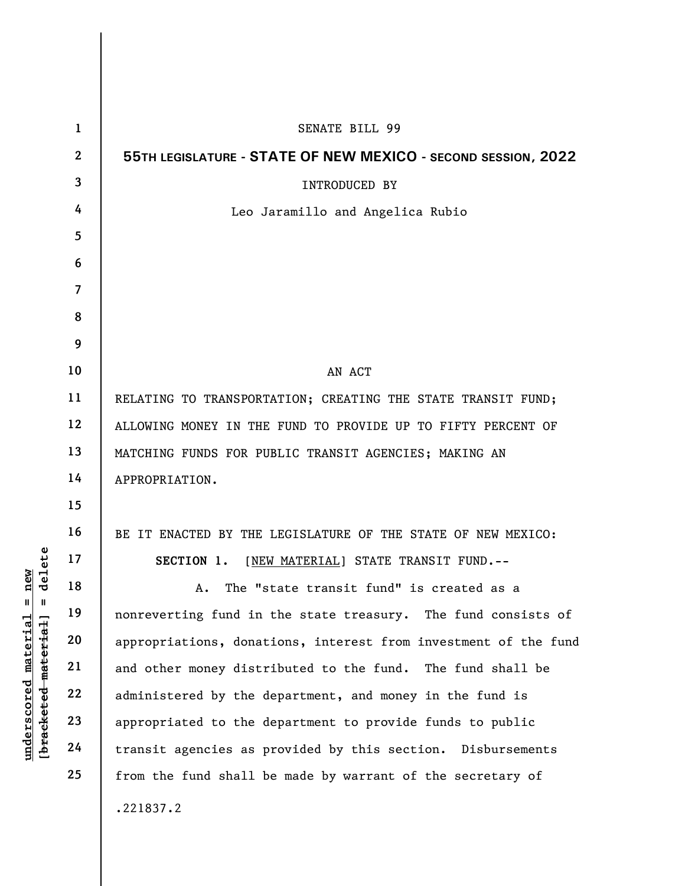SENATE BILL 99

**55TH LEGISLATURE - STATE OF NEW MEXICO - SECOND SESSION, 2022**

INTRODUCED BY

Leo Jaramillo and Angelica Rubio

AN ACT

RELATING TO TRANSPORTATION; CREATING THE STATE TRANSIT FUND; ALLOWING MONEY IN THE FUND TO PROVIDE UP TO FIFTY PERCENT OF MATCHING FUNDS FOR PUBLIC TRANSIT AGENCIES; MAKING AN APPROPRIATION.

BE IT ENACTED BY THE LEGISLATURE OF THE STATE OF NEW MEXICO:

**SECTION 1.** [NEW MATERIAL] STATE TRANSIT FUND.--

A. The "state transit fund" is created as a nonreverting fund in the state treasury. The fund consists of appropriations, donations, interest from investment of the fund and other money distributed to the fund. The fund shall be administered by the department, and money in the fund is appropriated to the department to provide funds to public transit agencies as provided by this section. Disbursements from the fund shall be made by warrant of the secretary of

.221837.2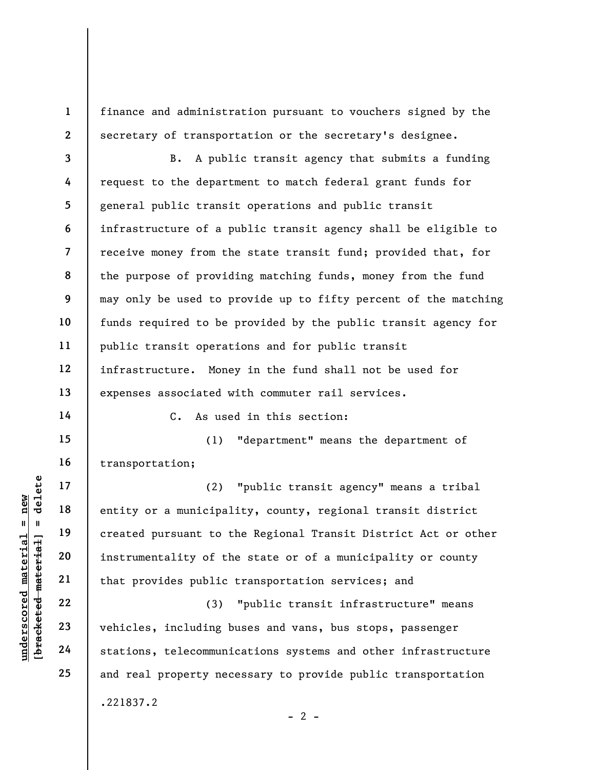finance and administration pursuant to vouchers signed by the secretary of transportation or the secretary's designee.

B. A public transit agency that submits a funding request to the department to match federal grant funds for general public transit operations and public transit infrastructure of a public transit agency shall be eligible to receive money from the state transit fund; provided that, for the purpose of providing matching funds, money from the fund may only be used to provide up to fifty percent of the matching funds required to be provided by the public transit agency for public transit operations and for public transit infrastructure. Money in the fund shall not be used for expenses associated with commuter rail services.

C. As used in this section:

(1) "department" means the department of transportation;

(2) "public transit agency" means a tribal entity or a municipality, county, regional transit district created pursuant to the Regional Transit District Act or other instrumentality of the state or of a municipality or county that provides public transportation services; and

(3) "public transit infrastructure" means vehicles, including buses and vans, bus stops, passenger stations, telecommunications systems and other infrastructure and real property necessary to provide public transportation

.221837.2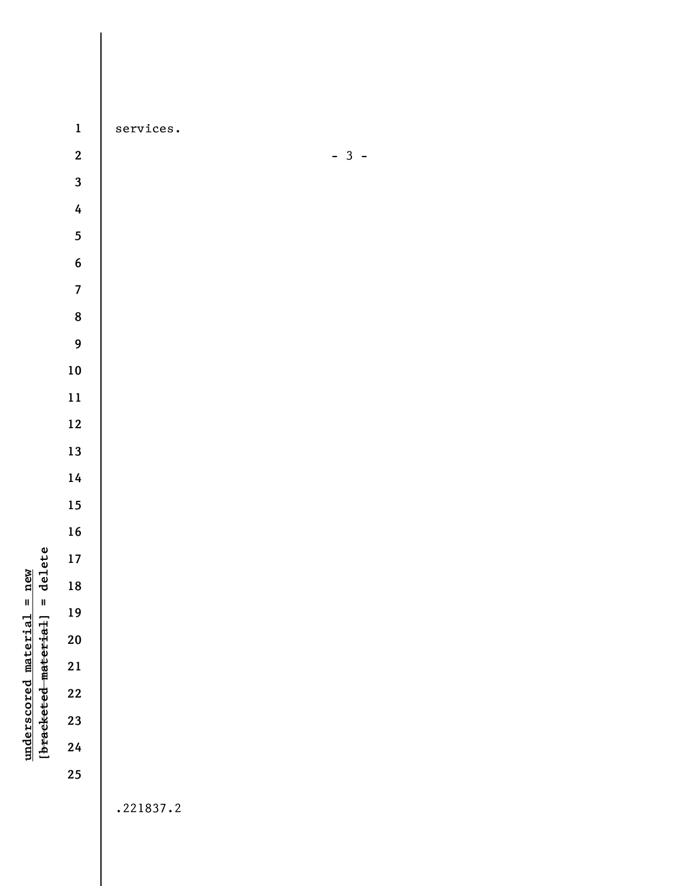services.